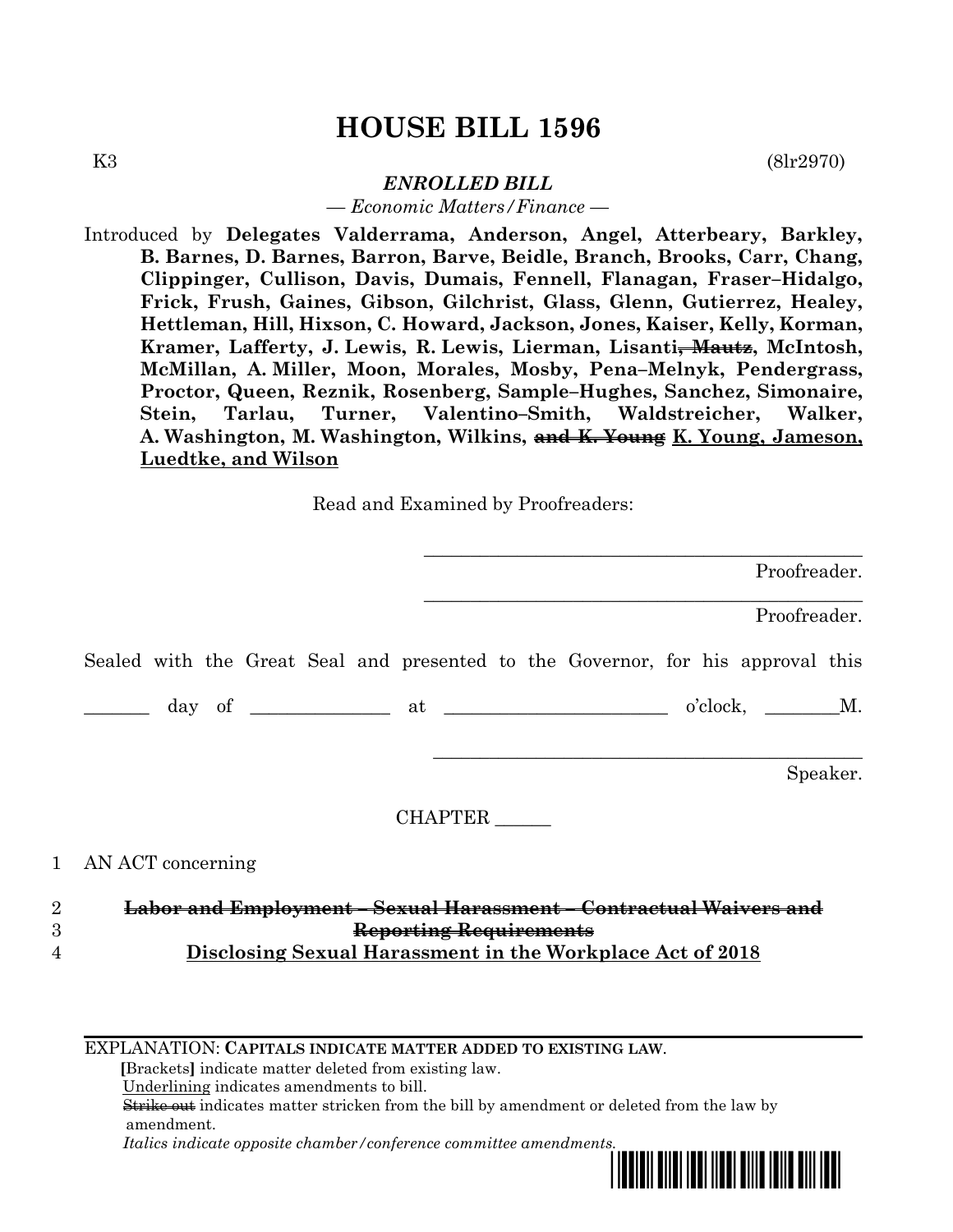# HOUSE BILL 1596

K3 (8lr2970)

***ENROLLED BILL***

*— Economic Matters/Finance —*

Introduced by **Delegates Valderrama, Anderson, Angel, Atterbeary, Barkley, B. Barnes, D. Barnes, Barron, Barve, Beidle, Branch, Brooks, Carr, Chang, Clippinger, Cullison, Davis, Dumais, Fennell, Flanagan, Fraser–Hidalgo, Frick, Frush, Gaines, Gibson, Gilchrist, Glass, Glenn, Gutierrez, Healey, Hettleman, Hill, Hixson, C. Howard, Jackson, Jones, Kaiser, Kelly, Korman, Kramer, Lafferty, J. Lewis, R. Lewis, Lierman, Lisanti~~, Mautz~~, McIntosh, McMillan, A. Miller, Moon, Morales, Mosby, Pena–Melnyk, Pendergrass, Proctor, Queen, Reznik, Rosenberg, Sample–Hughes, Sanchez, Simonaire, Stein, Tarlau, Turner, Valentino–Smith, Waldstreicher, Walker, A. Washington, M. Washington, Wilkins, ~~and K. Young~~ <u>K. Young, Jameson, Luedtke, and Wilson</u>**

Read and Examined by Proofreaders:

_______________________________________________ Proofreader.

_______________________________________________ Proofreader.

Sealed with the Great Seal and presented to the Governor, for his approval this

_______ day of ______________ at ________________________ o'clock, ________M.

_______________________________________________ Speaker.

CHAPTER ______

1 AN ACT concerning

2 ~~**Labor and Employment – Sexual Harassment – Contractual Waivers and**~~
3 ~~**Reporting Requirements**~~
4 <u>**Disclosing Sexual Harassment in the Workplace Act of 2018**</u>

---

EXPLANATION: **CAPITALS INDICATE MATTER ADDED TO EXISTING LAW.**
**[**Brackets**]** indicate matter deleted from existing law.
<u>Underlining</u> indicates amendments to bill.
~~Strike out~~ indicates matter stricken from the bill by amendment or deleted from the law by amendment.
*Italics indicate opposite chamber/conference committee amendments.*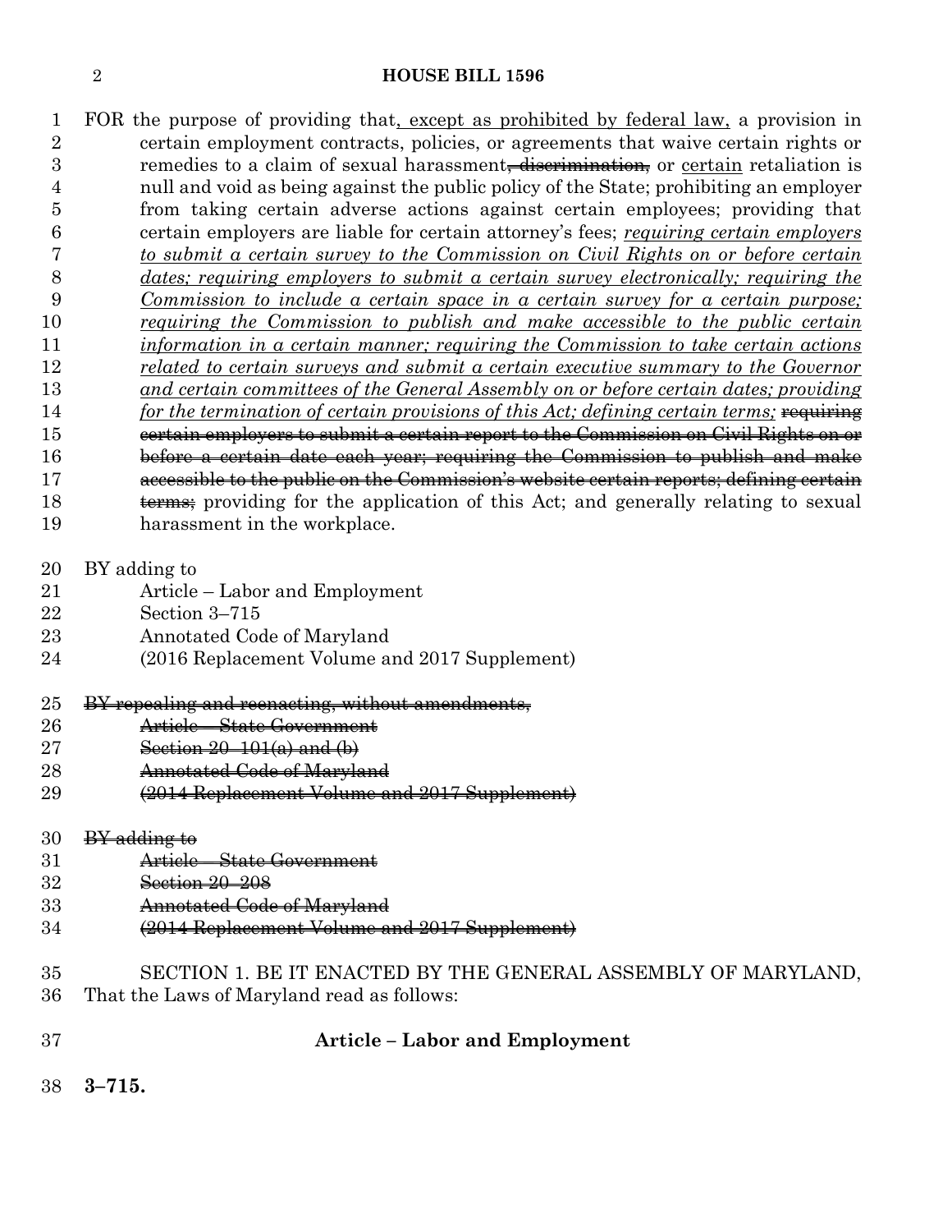FOR the purpose of providing that<u>, except as prohibited by federal law,</u> a provision in certain employment contracts, policies, or agreements that waive certain rights or remedies to a claim of sexual harassment~~, discrimination,~~ or <u>certain</u> retaliation is null and void as being against the public policy of the State; prohibiting an employer from taking certain adverse actions against certain employees; providing that certain employers are liable for certain attorney's fees; <u>*requiring certain employers to submit a certain survey to the Commission on Civil Rights on or before certain dates; requiring employers to submit a certain survey electronically; requiring the Commission to include a certain space in a certain survey for a certain purpose; requiring the Commission to publish and make accessible to the public certain information in a certain manner; requiring the Commission to take certain actions related to certain surveys and submit a certain executive summary to the Governor and certain committees of the General Assembly on or before certain dates; providing for the termination of certain provisions of this Act; defining certain terms;*</u> ~~requiring certain employers to submit a certain report to the Commission on Civil Rights on or before a certain date each year; requiring the Commission to publish and make accessible to the public on the Commission's website certain reports; defining certain terms;~~ providing for the application of this Act; and generally relating to sexual harassment in the workplace.

BY adding to
Article – Labor and Employment
Section 3–715
Annotated Code of Maryland
(2016 Replacement Volume and 2017 Supplement)

~~BY repealing and reenacting, without amendments,~~
~~Article – State Government~~
~~Section 20–101(a) and (b)~~
~~Annotated Code of Maryland~~
~~(2014 Replacement Volume and 2017 Supplement)~~

~~BY adding to~~
~~Article – State Government~~
~~Section 20–208~~
~~Annotated Code of Maryland~~
~~(2014 Replacement Volume and 2017 Supplement)~~

SECTION 1. BE IT ENACTED BY THE GENERAL ASSEMBLY OF MARYLAND, That the Laws of Maryland read as follows:

**Article – Labor and Employment**

**3–715.**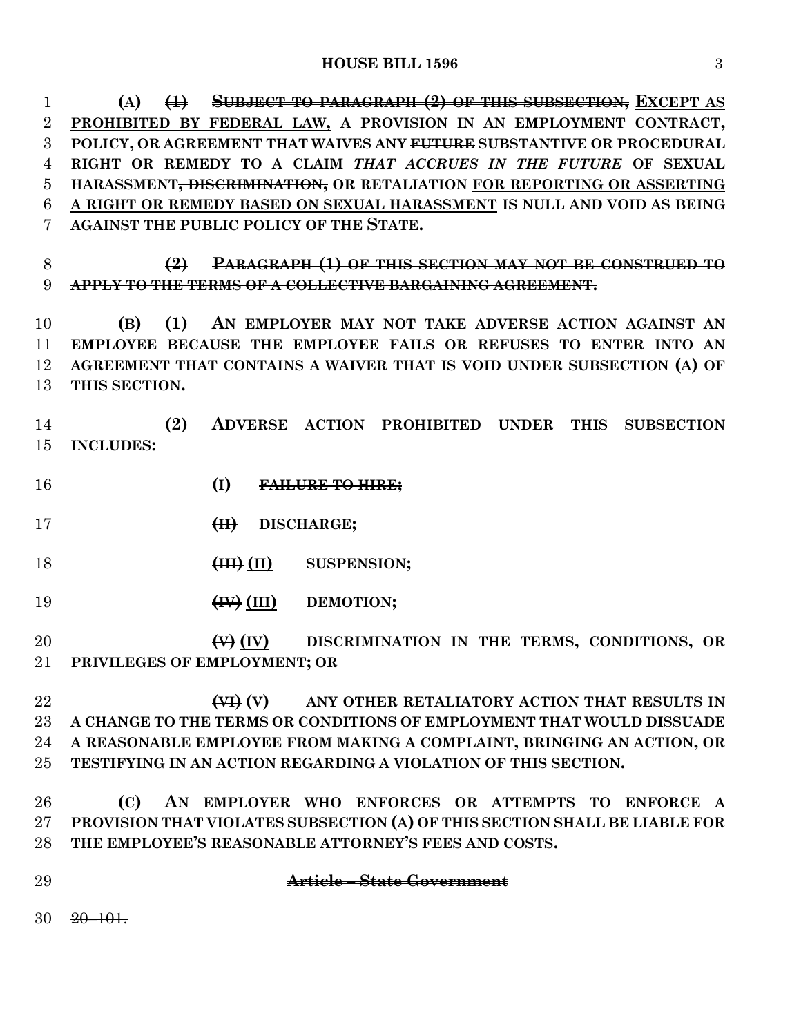**(A) ~~(1) SUBJECT TO PARAGRAPH (2) OF THIS SUBSECTION,~~ EXCEPT AS PROHIBITED BY FEDERAL LAW, A PROVISION IN AN EMPLOYMENT CONTRACT, POLICY, OR AGREEMENT THAT WAIVES ANY ~~FUTURE~~ SUBSTANTIVE OR PROCEDURAL RIGHT OR REMEDY TO A CLAIM *THAT ACCRUES IN THE FUTURE* OF SEXUAL HARASSMENT~~, DISCRIMINATION,~~ OR RETALIATION FOR REPORTING OR ASSERTING A RIGHT OR REMEDY BASED ON SEXUAL HARASSMENT IS NULL AND VOID AS BEING AGAINST THE PUBLIC POLICY OF THE STATE.**

**~~(2) PARAGRAPH (1) OF THIS SECTION MAY NOT BE CONSTRUED TO APPLY TO THE TERMS OF A COLLECTIVE BARGAINING AGREEMENT.~~**

**(B) (1) AN EMPLOYER MAY NOT TAKE ADVERSE ACTION AGAINST AN EMPLOYEE BECAUSE THE EMPLOYEE FAILS OR REFUSES TO ENTER INTO AN AGREEMENT THAT CONTAINS A WAIVER THAT IS VOID UNDER SUBSECTION (A) OF THIS SECTION.**

**(2) ADVERSE ACTION PROHIBITED UNDER THIS SUBSECTION INCLUDES:**

**(I) ~~FAILURE TO HIRE;~~**

**~~(II)~~ DISCHARGE;**

**~~(III)~~ (II) SUSPENSION;**

**~~(IV)~~ (III) DEMOTION;**

**~~(V)~~ (IV) DISCRIMINATION IN THE TERMS, CONDITIONS, OR PRIVILEGES OF EMPLOYMENT; OR**

**~~(VI)~~ (V) ANY OTHER RETALIATORY ACTION THAT RESULTS IN A CHANGE TO THE TERMS OR CONDITIONS OF EMPLOYMENT THAT WOULD DISSUADE A REASONABLE EMPLOYEE FROM MAKING A COMPLAINT, BRINGING AN ACTION, OR TESTIFYING IN AN ACTION REGARDING A VIOLATION OF THIS SECTION.**

**(C) AN EMPLOYER WHO ENFORCES OR ATTEMPTS TO ENFORCE A PROVISION THAT VIOLATES SUBSECTION (A) OF THIS SECTION SHALL BE LIABLE FOR THE EMPLOYEE'S REASONABLE ATTORNEY'S FEES AND COSTS.**

**~~Article – State Government~~**

~~20–101.~~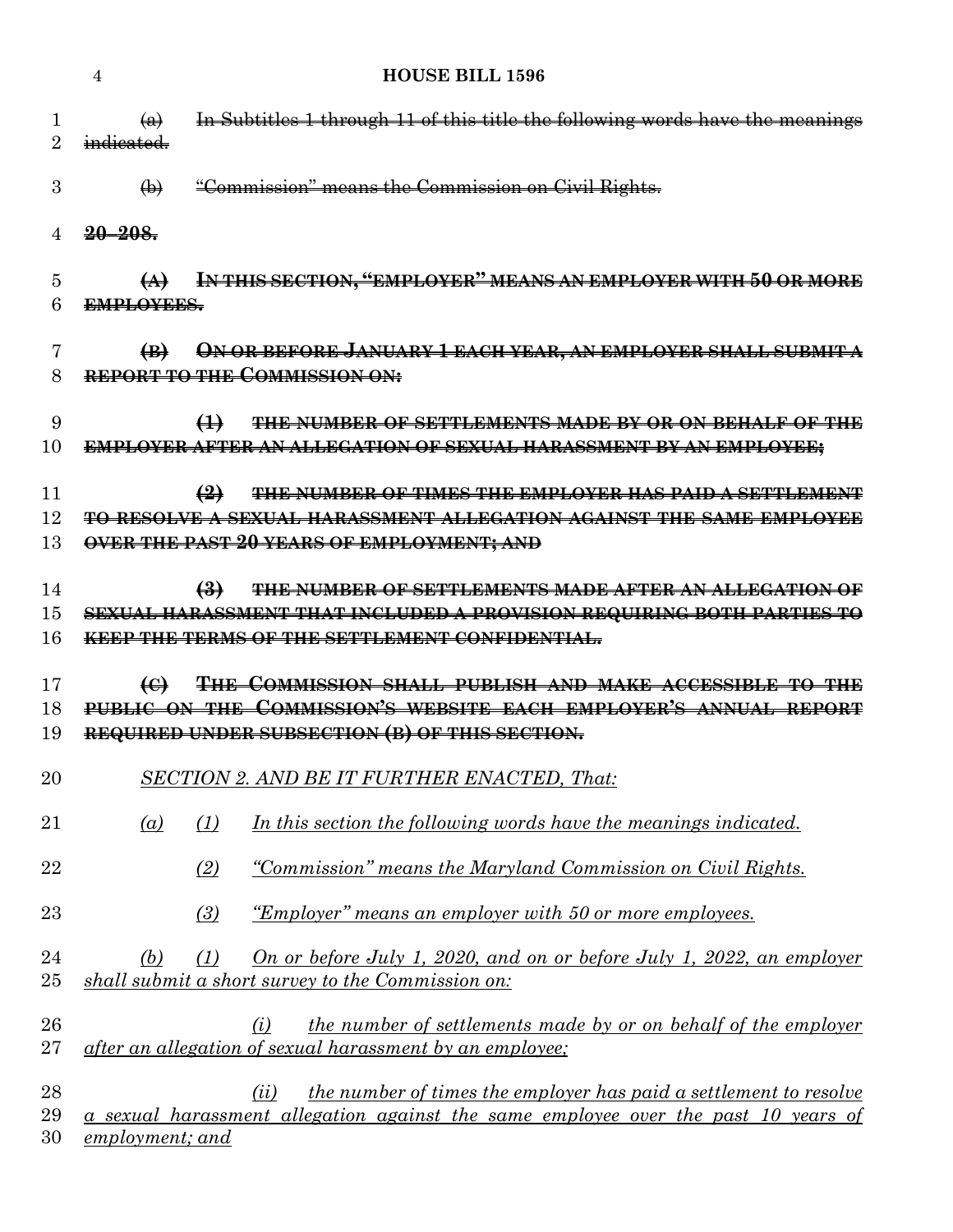~~(a) In Subtitles 1 through 11 of this title the following words have the meanings indicated.~~

~~(b) "Commission" means the Commission on Civil Rights.~~

~~**20–208.**~~

~~**(A) IN THIS SECTION, "EMPLOYER" MEANS AN EMPLOYER WITH 50 OR MORE EMPLOYEES.**~~

~~**(B) ON OR BEFORE JANUARY 1 EACH YEAR, AN EMPLOYER SHALL SUBMIT A REPORT TO THE COMMISSION ON:**~~

~~**(1) THE NUMBER OF SETTLEMENTS MADE BY OR ON BEHALF OF THE EMPLOYER AFTER AN ALLEGATION OF SEXUAL HARASSMENT BY AN EMPLOYEE;**~~

~~**(2) THE NUMBER OF TIMES THE EMPLOYER HAS PAID A SETTLEMENT TO RESOLVE A SEXUAL HARASSMENT ALLEGATION AGAINST THE SAME EMPLOYEE OVER THE PAST 20 YEARS OF EMPLOYMENT; AND**~~

~~**(3) THE NUMBER OF SETTLEMENTS MADE AFTER AN ALLEGATION OF SEXUAL HARASSMENT THAT INCLUDED A PROVISION REQUIRING BOTH PARTIES TO KEEP THE TERMS OF THE SETTLEMENT CONFIDENTIAL.**~~

~~**(C) THE COMMISSION SHALL PUBLISH AND MAKE ACCESSIBLE TO THE PUBLIC ON THE COMMISSION'S WEBSITE EACH EMPLOYER'S ANNUAL REPORT REQUIRED UNDER SUBSECTION (B) OF THIS SECTION.**~~

<u>*SECTION 2. AND BE IT FURTHER ENACTED, That:*</u>

<u>*(a) (1) In this section the following words have the meanings indicated.*</u>

<u>*(2) "Commission" means the Maryland Commission on Civil Rights.*</u>

<u>*(3) "Employer" means an employer with 50 or more employees.*</u>

<u>*(b) (1) On or before July 1, 2020, and on or before July 1, 2022, an employer shall submit a short survey to the Commission on:*</u>

<u>*(i) the number of settlements made by or on behalf of the employer after an allegation of sexual harassment by an employee;*</u>

<u>*(ii) the number of times the employer has paid a settlement to resolve a sexual harassment allegation against the same employee over the past 10 years of employment; and*</u>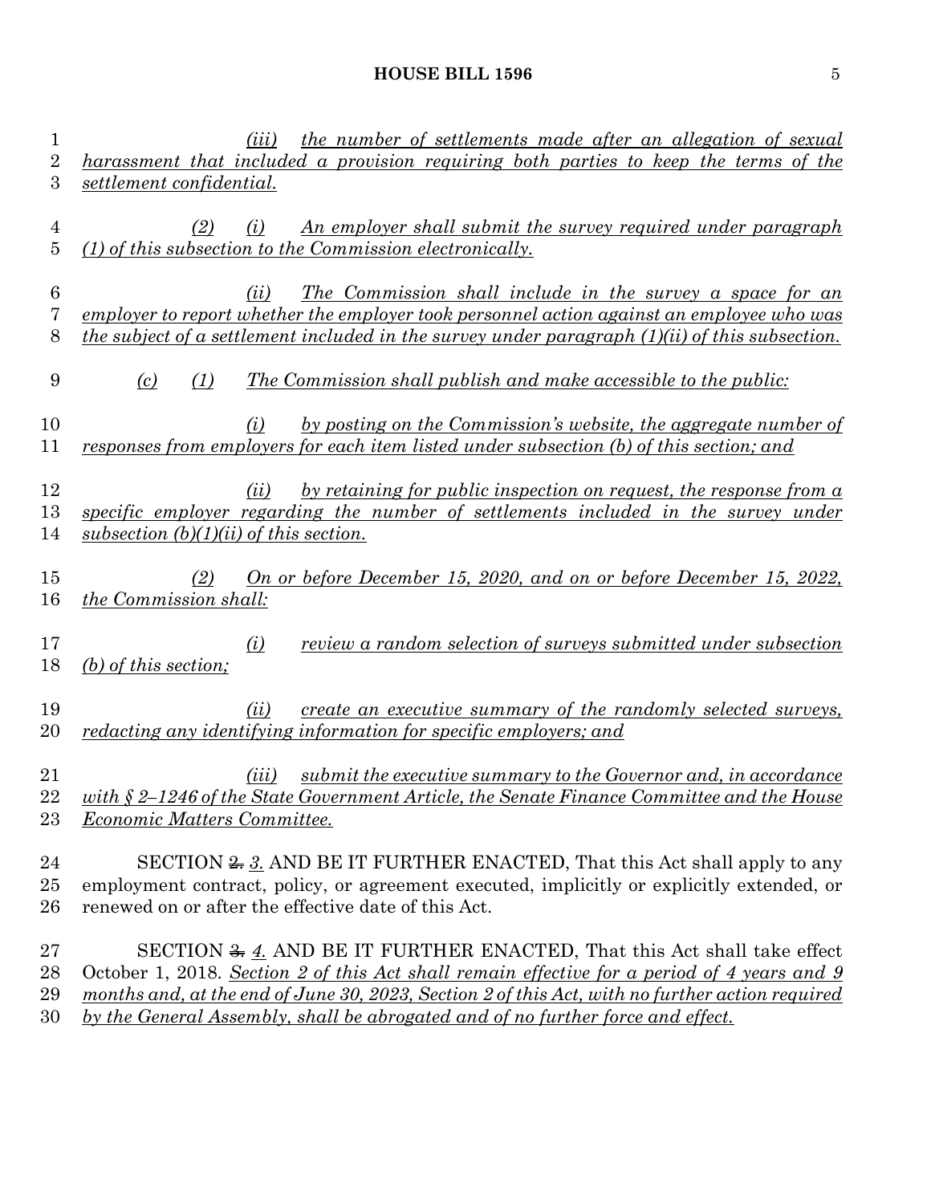(iii) *the number of settlements made after an allegation of sexual harassment that included a provision requiring both parties to keep the terms of the settlement confidential.*

*(2) (i) An employer shall submit the survey required under paragraph (1) of this subsection to the Commission electronically.*

*(ii) The Commission shall include in the survey a space for an employer to report whether the employer took personnel action against an employee who was the subject of a settlement included in the survey under paragraph (1)(ii) of this subsection.*

*(c) (1) The Commission shall publish and make accessible to the public:*

*(i) by posting on the Commission's website, the aggregate number of responses from employers for each item listed under subsection (b) of this section; and*

*(ii) by retaining for public inspection on request, the response from a specific employer regarding the number of settlements included in the survey under subsection (b)(1)(ii) of this section.*

*(2) On or before December 15, 2020, and on or before December 15, 2022, the Commission shall:*

*(i) review a random selection of surveys submitted under subsection (b) of this section;*

*(ii) create an executive summary of the randomly selected surveys, redacting any identifying information for specific employers; and*

*(iii) submit the executive summary to the Governor and, in accordance with § 2–1246 of the State Government Article, the Senate Finance Committee and the House Economic Matters Committee.*

SECTION ~~2.~~ *3.* AND BE IT FURTHER ENACTED, That this Act shall apply to any employment contract, policy, or agreement executed, implicitly or explicitly extended, or renewed on or after the effective date of this Act.

SECTION ~~3.~~ *4.* AND BE IT FURTHER ENACTED, That this Act shall take effect October 1, 2018. *Section 2 of this Act shall remain effective for a period of 4 years and 9 months and, at the end of June 30, 2023, Section 2 of this Act, with no further action required by the General Assembly, shall be abrogated and of no further force and effect.*